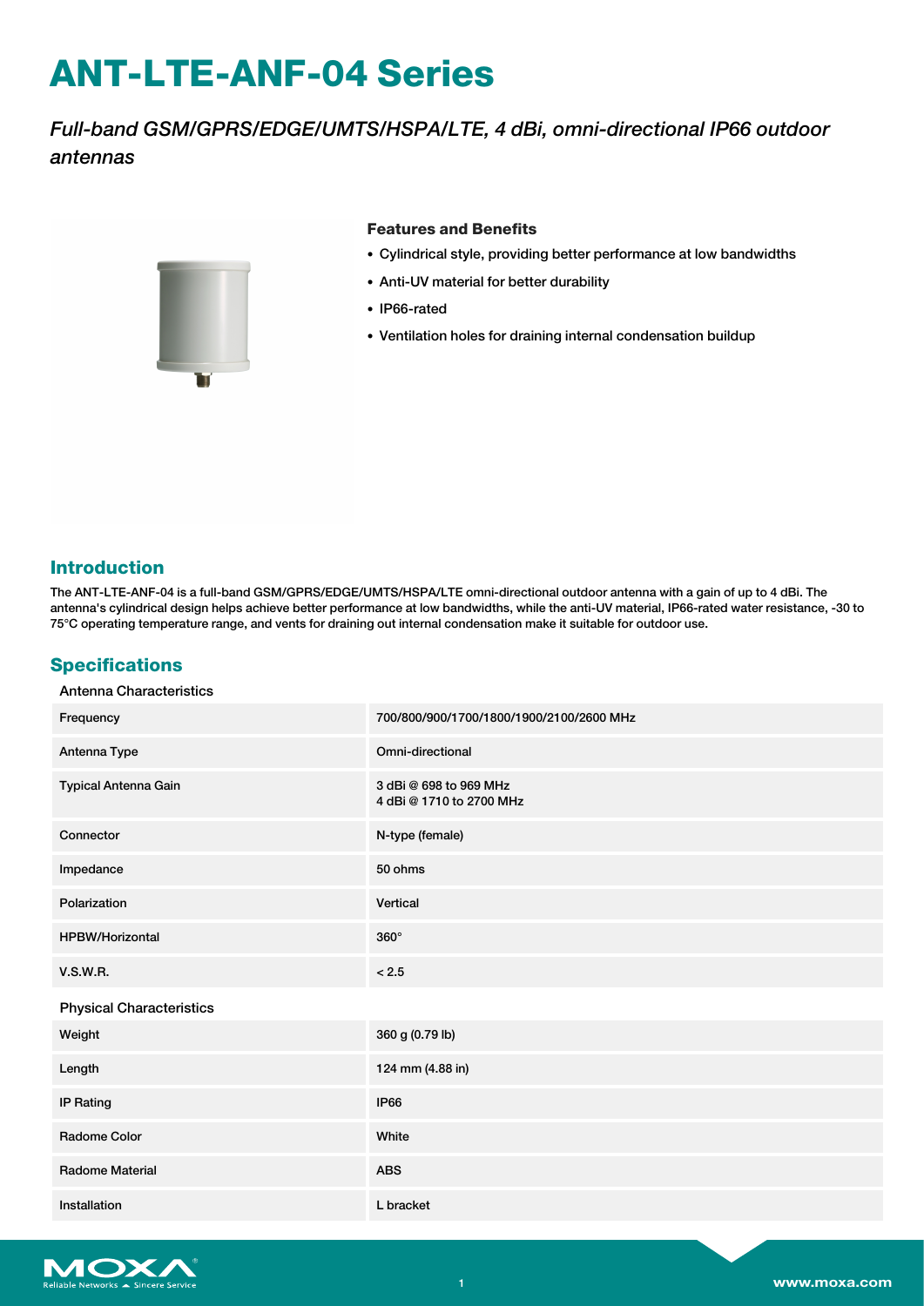# ANT-LTE-ANF-04 Series

*Full-band GSM/GPRS/EDGE/UMTS/HSPA/LTE, 4 dBi, omni-directional IP66 outdoor antennas*

### Features and Benefits

- Cylindrical style, providing better performance at low bandwidths
- Anti-UV material for better durability
- IP66-rated
- Ventilation holes for draining internal condensation buildup

## Introduction

The ANT-LTE-ANF-04 is a full-band GSM/GPRS/EDGE/UMTS/HSPA/LTE omni-directional outdoor antenna with a gain of up to 4 dBi. The antenna's cylindrical design helps achieve better performance at low bandwidths, while the anti-UV material, IP66-rated water resistance, -30 to 75°C operating temperature range, and vents for draining out internal condensation make it suitable for outdoor use.

## Specifications

Antenna Characteristics

| | |
|---|---|
| Frequency | 700/800/900/1700/1800/1900/2100/2600 MHz |
| Antenna Type | Omni-directional |
| Typical Antenna Gain | 3 dBi @ 698 to 969 MHz<br>4 dBi @ 1710 to 2700 MHz |
| Connector | N-type (female) |
| Impedance | 50 ohms |
| Polarization | Vertical |
| HPBW/Horizontal | 360° |
| V.S.W.R. | < 2.5 |

Physical Characteristics

| | |
|---|---|
| Weight | 360 g (0.79 lb) |
| Length | 124 mm (4.88 in) |
| IP Rating | IP66 |
| Radome Color | White |
| Radome Material | ABS |
| Installation | L bracket |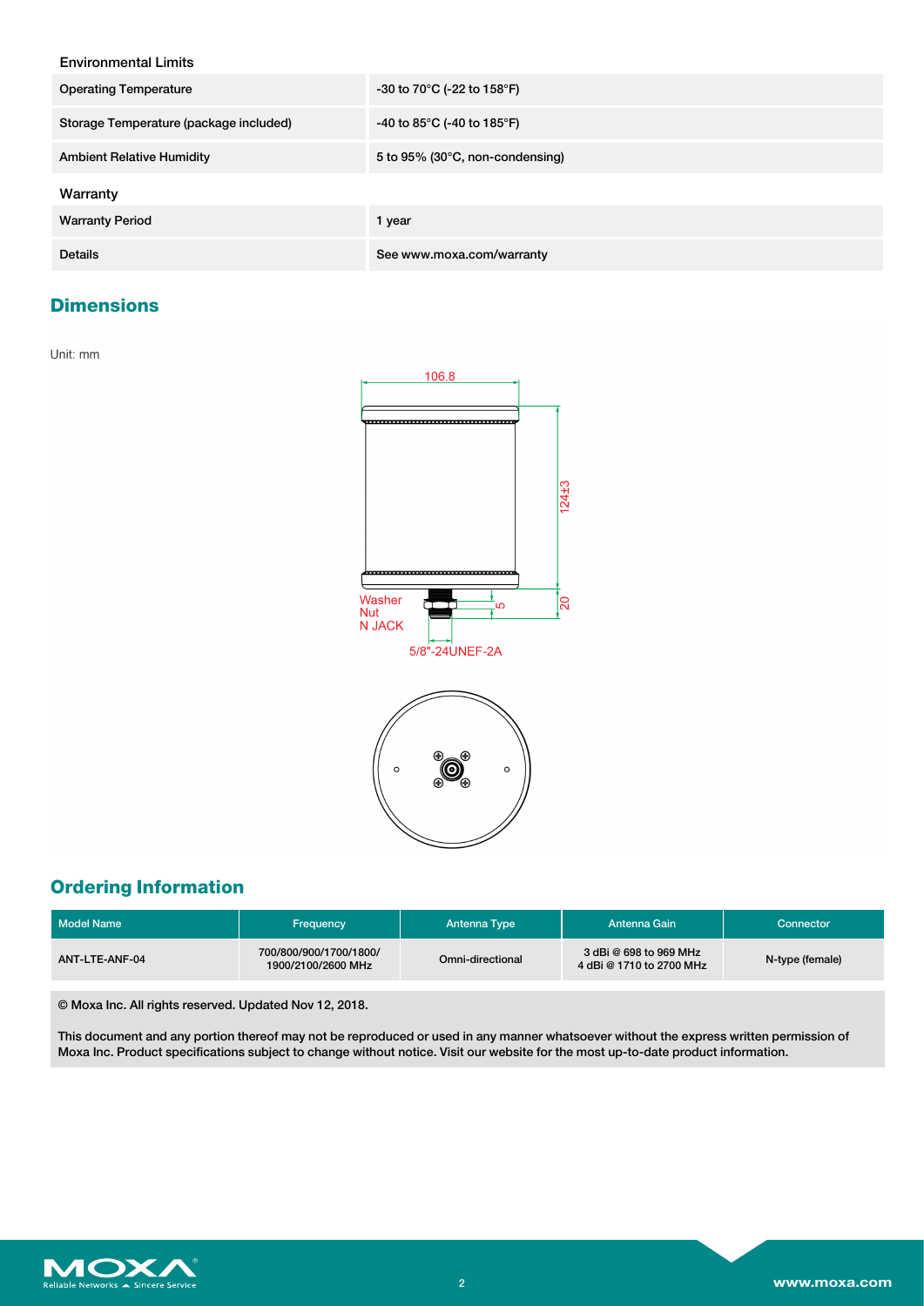### Environmental Limits

| | |
|---|---|
| Operating Temperature | -30 to 70°C (-22 to 158°F) |
| Storage Temperature (package included) | -40 to 85°C (-40 to 185°F) |
| Ambient Relative Humidity | 5 to 95% (30°C, non-condensing) |

### Warranty

| | |
|---|---|
| Warranty Period | 1 year |
| Details | See www.moxa.com/warranty |

## Dimensions

Unit: mm

106.8

124±3

Washer

Nut

N JACK

5

20

5/8"-24UNEF-2A

## Ordering Information

| Model Name | Frequency | Antenna Type | Antenna Gain | Connector |
|---|---|---|---|---|
| ANT-LTE-ANF-04 | 700/800/900/1700/1800/ 1900/2100/2600 MHz | Omni-directional | 3 dBi @ 698 to 969 MHz 4 dBi @ 1710 to 2700 MHz | N-type (female) |

© Moxa Inc. All rights reserved. Updated Nov 12, 2018.

This document and any portion thereof may not be reproduced or used in any manner whatsoever without the express written permission of Moxa Inc. Product specifications subject to change without notice. Visit our website for the most up-to-date product information.